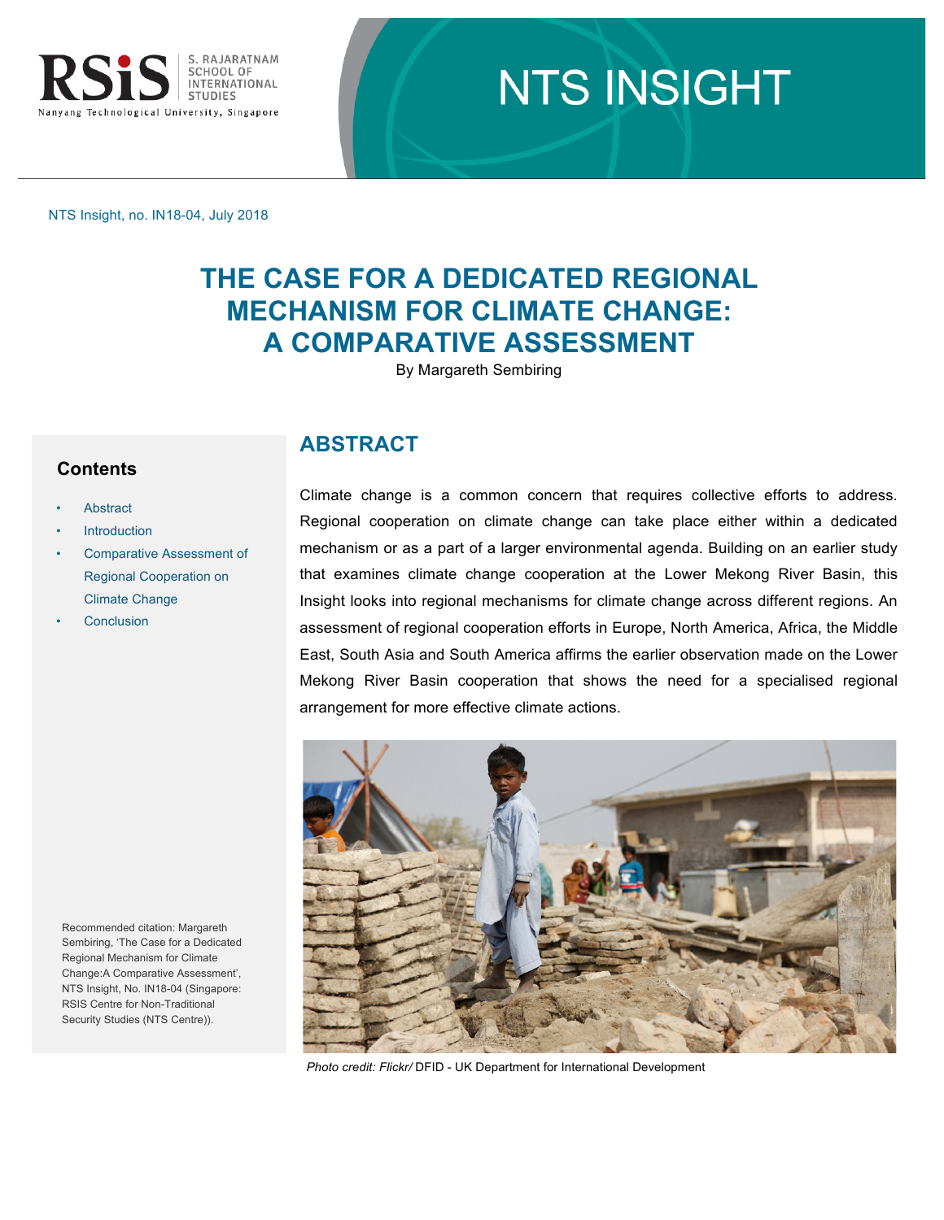NTS Insight, no. IN18-04, July 2018

# THE CASE FOR A DEDICATED REGIONAL MECHANISM FOR CLIMATE CHANGE: A COMPARATIVE ASSESSMENT

By Margareth Sembiring

## Contents

- Abstract
- Introduction
- Comparative Assessment of Regional Cooperation on Climate Change
- Conclusion

Recommended citation: Margareth Sembiring, 'The Case for a Dedicated Regional Mechanism for Climate Change:A Comparative Assessment', NTS Insight, No. IN18-04 (Singapore: RSIS Centre for Non-Traditional Security Studies (NTS Centre)).

## ABSTRACT

Climate change is a common concern that requires collective efforts to address. Regional cooperation on climate change can take place either within a dedicated mechanism or as a part of a larger environmental agenda. Building on an earlier study that examines climate change cooperation at the Lower Mekong River Basin, this Insight looks into regional mechanisms for climate change across different regions. An assessment of regional cooperation efforts in Europe, North America, Africa, the Middle East, South Asia and South America affirms the earlier observation made on the Lower Mekong River Basin cooperation that shows the need for a specialised regional arrangement for more effective climate actions.

*Photo credit: Flickr/* DFID - UK Department for International Development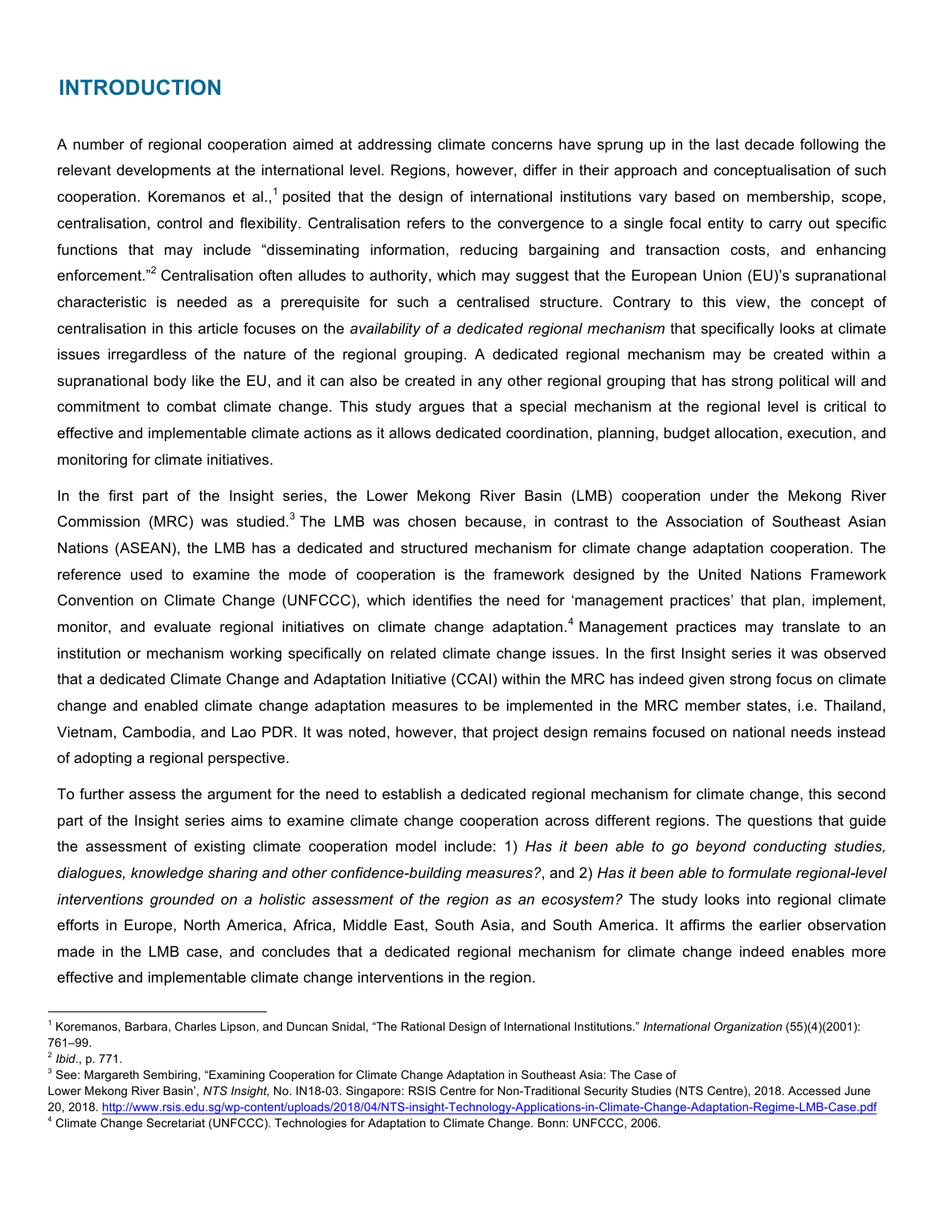## INTRODUCTION

A number of regional cooperation aimed at addressing climate concerns have sprung up in the last decade following the relevant developments at the international level. Regions, however, differ in their approach and conceptualisation of such cooperation. Koremanos et al.,[1] posited that the design of international institutions vary based on membership, scope, centralisation, control and flexibility. Centralisation refers to the convergence to a single focal entity to carry out specific functions that may include "disseminating information, reducing bargaining and transaction costs, and enhancing enforcement."[2] Centralisation often alludes to authority, which may suggest that the European Union (EU)'s supranational characteristic is needed as a prerequisite for such a centralised structure. Contrary to this view, the concept of centralisation in this article focuses on the *availability of a dedicated regional mechanism* that specifically looks at climate issues irregardless of the nature of the regional grouping. A dedicated regional mechanism may be created within a supranational body like the EU, and it can also be created in any other regional grouping that has strong political will and commitment to combat climate change. This study argues that a special mechanism at the regional level is critical to effective and implementable climate actions as it allows dedicated coordination, planning, budget allocation, execution, and monitoring for climate initiatives.

In the first part of the Insight series, the Lower Mekong River Basin (LMB) cooperation under the Mekong River Commission (MRC) was studied.[3] The LMB was chosen because, in contrast to the Association of Southeast Asian Nations (ASEAN), the LMB has a dedicated and structured mechanism for climate change adaptation cooperation. The reference used to examine the mode of cooperation is the framework designed by the United Nations Framework Convention on Climate Change (UNFCCC), which identifies the need for 'management practices' that plan, implement, monitor, and evaluate regional initiatives on climate change adaptation.[4] Management practices may translate to an institution or mechanism working specifically on related climate change issues. In the first Insight series it was observed that a dedicated Climate Change and Adaptation Initiative (CCAI) within the MRC has indeed given strong focus on climate change and enabled climate change adaptation measures to be implemented in the MRC member states, i.e. Thailand, Vietnam, Cambodia, and Lao PDR. It was noted, however, that project design remains focused on national needs instead of adopting a regional perspective.

To further assess the argument for the need to establish a dedicated regional mechanism for climate change, this second part of the Insight series aims to examine climate change cooperation across different regions. The questions that guide the assessment of existing climate cooperation model include: 1) *Has it been able to go beyond conducting studies, dialogues, knowledge sharing and other confidence-building measures?*, and 2) *Has it been able to formulate regional-level interventions grounded on a holistic assessment of the region as an ecosystem?* The study looks into regional climate efforts in Europe, North America, Africa, Middle East, South Asia, and South America. It affirms the earlier observation made in the LMB case, and concludes that a dedicated regional mechanism for climate change indeed enables more effective and implementable climate change interventions in the region.

---

[1] Koremanos, Barbara, Charles Lipson, and Duncan Snidal, "The Rational Design of International Institutions." *International Organization* (55)(4)(2001): 761–99.

[2] *Ibid*., p. 771.

[3] See: Margareth Sembiring, "Examining Cooperation for Climate Change Adaptation in Southeast Asia: The Case of Lower Mekong River Basin', *NTS Insight*, No. IN18-03. Singapore: RSIS Centre for Non-Traditional Security Studies (NTS Centre), 2018. Accessed June 20, 2018. http://www.rsis.edu.sg/wp-content/uploads/2018/04/NTS-insight-Technology-Applications-in-Climate-Change-Adaptation-Regime-LMB-Case.pdf

[4] Climate Change Secretariat (UNFCCC). Technologies for Adaptation to Climate Change. Bonn: UNFCCC, 2006.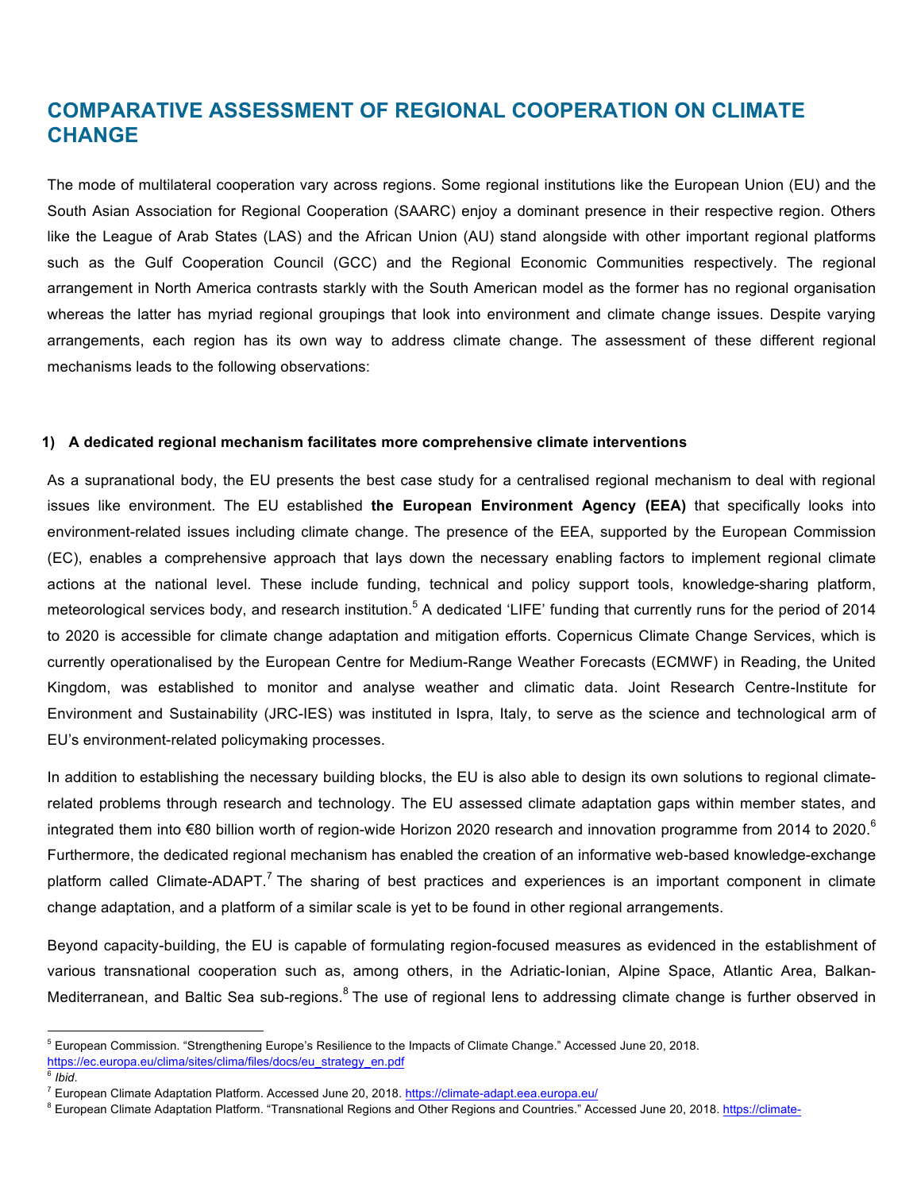# COMPARATIVE ASSESSMENT OF REGIONAL COOPERATION ON CLIMATE CHANGE

The mode of multilateral cooperation vary across regions. Some regional institutions like the European Union (EU) and the South Asian Association for Regional Cooperation (SAARC) enjoy a dominant presence in their respective region. Others like the League of Arab States (LAS) and the African Union (AU) stand alongside with other important regional platforms such as the Gulf Cooperation Council (GCC) and the Regional Economic Communities respectively. The regional arrangement in North America contrasts starkly with the South American model as the former has no regional organisation whereas the latter has myriad regional groupings that look into environment and climate change issues. Despite varying arrangements, each region has its own way to address climate change. The assessment of these different regional mechanisms leads to the following observations:

### 1) A dedicated regional mechanism facilitates more comprehensive climate interventions

As a supranational body, the EU presents the best case study for a centralised regional mechanism to deal with regional issues like environment. The EU established **the European Environment Agency (EEA)** that specifically looks into environment-related issues including climate change. The presence of the EEA, supported by the European Commission (EC), enables a comprehensive approach that lays down the necessary enabling factors to implement regional climate actions at the national level. These include funding, technical and policy support tools, knowledge-sharing platform, meteorological services body, and research institution.[5] A dedicated 'LIFE' funding that currently runs for the period of 2014 to 2020 is accessible for climate change adaptation and mitigation efforts. Copernicus Climate Change Services, which is currently operationalised by the European Centre for Medium-Range Weather Forecasts (ECMWF) in Reading, the United Kingdom, was established to monitor and analyse weather and climatic data. Joint Research Centre-Institute for Environment and Sustainability (JRC-IES) was instituted in Ispra, Italy, to serve as the science and technological arm of EU's environment-related policymaking processes.

In addition to establishing the necessary building blocks, the EU is also able to design its own solutions to regional climate-related problems through research and technology. The EU assessed climate adaptation gaps within member states, and integrated them into €80 billion worth of region-wide Horizon 2020 research and innovation programme from 2014 to 2020.[6] Furthermore, the dedicated regional mechanism has enabled the creation of an informative web-based knowledge-exchange platform called Climate-ADAPT.[7] The sharing of best practices and experiences is an important component in climate change adaptation, and a platform of a similar scale is yet to be found in other regional arrangements.

Beyond capacity-building, the EU is capable of formulating region-focused measures as evidenced in the establishment of various transnational cooperation such as, among others, in the Adriatic-Ionian, Alpine Space, Atlantic Area, Balkan-Mediterranean, and Baltic Sea sub-regions.[8] The use of regional lens to addressing climate change is further observed in

---

[5] European Commission. "Strengthening Europe's Resilience to the Impacts of Climate Change." Accessed June 20, 2018. https://ec.europa.eu/clima/sites/clima/files/docs/eu_strategy_en.pdf

[6] *Ibid*.

[7] European Climate Adaptation Platform. Accessed June 20, 2018. https://climate-adapt.eea.europa.eu/

[8] European Climate Adaptation Platform. "Transnational Regions and Other Regions and Countries." Accessed June 20, 2018. https://climate-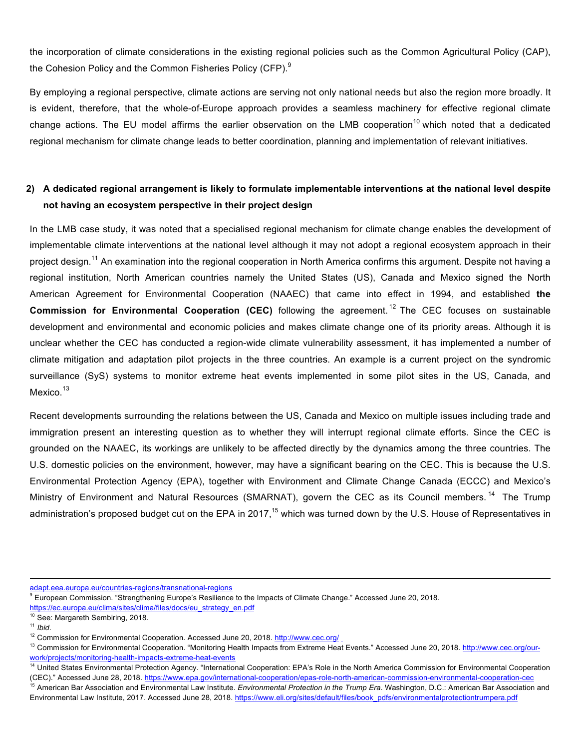the incorporation of climate considerations in the existing regional policies such as the Common Agricultural Policy (CAP), the Cohesion Policy and the Common Fisheries Policy (CFP).[9]

By employing a regional perspective, climate actions are serving not only national needs but also the region more broadly. It is evident, therefore, that the whole-of-Europe approach provides a seamless machinery for effective regional climate change actions. The EU model affirms the earlier observation on the LMB cooperation[10] which noted that a dedicated regional mechanism for climate change leads to better coordination, planning and implementation of relevant initiatives.

## 2) A dedicated regional arrangement is likely to formulate implementable interventions at the national level despite not having an ecosystem perspective in their project design

In the LMB case study, it was noted that a specialised regional mechanism for climate change enables the development of implementable climate interventions at the national level although it may not adopt a regional ecosystem approach in their project design.[11] An examination into the regional cooperation in North America confirms this argument. Despite not having a regional institution, North American countries namely the United States (US), Canada and Mexico signed the North American Agreement for Environmental Cooperation (NAAEC) that came into effect in 1994, and established **the Commission for Environmental Cooperation (CEC)** following the agreement.[12] The CEC focuses on sustainable development and environmental and economic policies and makes climate change one of its priority areas. Although it is unclear whether the CEC has conducted a region-wide climate vulnerability assessment, it has implemented a number of climate mitigation and adaptation pilot projects in the three countries. An example is a current project on the syndromic surveillance (SyS) systems to monitor extreme heat events implemented in some pilot sites in the US, Canada, and Mexico.[13]

Recent developments surrounding the relations between the US, Canada and Mexico on multiple issues including trade and immigration present an interesting question as to whether they will interrupt regional climate efforts. Since the CEC is grounded on the NAAEC, its workings are unlikely to be affected directly by the dynamics among the three countries. The U.S. domestic policies on the environment, however, may have a significant bearing on the CEC. This is because the U.S. Environmental Protection Agency (EPA), together with Environment and Climate Change Canada (ECCC) and Mexico's Ministry of Environment and Natural Resources (SMARNAT), govern the CEC as its Council members.[14] The Trump administration's proposed budget cut on the EPA in 2017,[15] which was turned down by the U.S. House of Representatives in

---

adapt.eea.europa.eu/countries-regions/transnational-regions

[9] European Commission. "Strengthening Europe's Resilience to the Impacts of Climate Change." Accessed June 20, 2018. https://ec.europa.eu/clima/sites/clima/files/docs/eu_strategy_en.pdf

[10] See: Margareth Sembiring, 2018.

[11] *Ibid*.

[12] Commission for Environmental Cooperation. Accessed June 20, 2018. http://www.cec.org/

[13] Commission for Environmental Cooperation. "Monitoring Health Impacts from Extreme Heat Events." Accessed June 20, 2018. http://www.cec.org/our-work/projects/monitoring-health-impacts-extreme-heat-events

[14] United States Environmental Protection Agency. "International Cooperation: EPA's Role in the North America Commission for Environmental Cooperation (CEC)." Accessed June 28, 2018. https://www.epa.gov/international-cooperation/epas-role-north-american-commission-environmental-cooperation-cec

[15] American Bar Association and Environmental Law Institute. *Environmental Protection in the Trump Era*. Washington, D.C.: American Bar Association and Environmental Law Institute, 2017. Accessed June 28, 2018. https://www.eli.org/sites/default/files/book_pdfs/environmentalprotectiontrumpera.pdf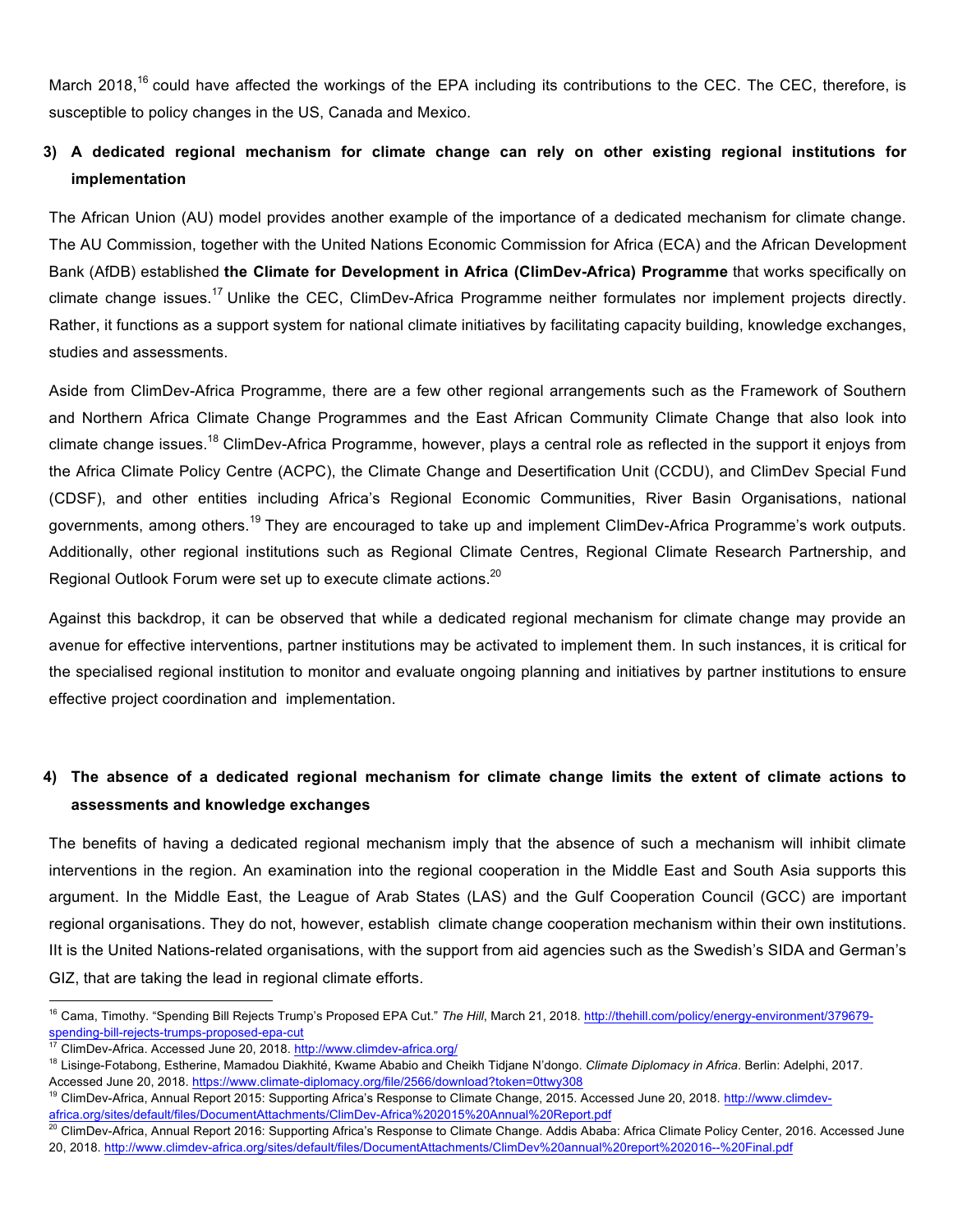March 2018,[16] could have affected the workings of the EPA including its contributions to the CEC. The CEC, therefore, is susceptible to policy changes in the US, Canada and Mexico.

### 3) A dedicated regional mechanism for climate change can rely on other existing regional institutions for implementation

The African Union (AU) model provides another example of the importance of a dedicated mechanism for climate change. The AU Commission, together with the United Nations Economic Commission for Africa (ECA) and the African Development Bank (AfDB) established **the Climate for Development in Africa (ClimDev-Africa) Programme** that works specifically on climate change issues.[17] Unlike the CEC, ClimDev-Africa Programme neither formulates nor implement projects directly. Rather, it functions as a support system for national climate initiatives by facilitating capacity building, knowledge exchanges, studies and assessments.

Aside from ClimDev-Africa Programme, there are a few other regional arrangements such as the Framework of Southern and Northern Africa Climate Change Programmes and the East African Community Climate Change that also look into climate change issues.[18] ClimDev-Africa Programme, however, plays a central role as reflected in the support it enjoys from the Africa Climate Policy Centre (ACPC), the Climate Change and Desertification Unit (CCDU), and ClimDev Special Fund (CDSF), and other entities including Africa's Regional Economic Communities, River Basin Organisations, national governments, among others.[19] They are encouraged to take up and implement ClimDev-Africa Programme's work outputs. Additionally, other regional institutions such as Regional Climate Centres, Regional Climate Research Partnership, and Regional Outlook Forum were set up to execute climate actions.[20]

Against this backdrop, it can be observed that while a dedicated regional mechanism for climate change may provide an avenue for effective interventions, partner institutions may be activated to implement them. In such instances, it is critical for the specialised regional institution to monitor and evaluate ongoing planning and initiatives by partner institutions to ensure effective project coordination and implementation.

### 4) The absence of a dedicated regional mechanism for climate change limits the extent of climate actions to assessments and knowledge exchanges

The benefits of having a dedicated regional mechanism imply that the absence of such a mechanism will inhibit climate interventions in the region. An examination into the regional cooperation in the Middle East and South Asia supports this argument. In the Middle East, the League of Arab States (LAS) and the Gulf Cooperation Council (GCC) are important regional organisations. They do not, however, establish climate change cooperation mechanism within their own institutions. IIt is the United Nations-related organisations, with the support from aid agencies such as the Swedish's SIDA and German's GIZ, that are taking the lead in regional climate efforts.

---

[16] Cama, Timothy. "Spending Bill Rejects Trump's Proposed EPA Cut." *The Hill*, March 21, 2018. http://thehill.com/policy/energy-environment/379679-spending-bill-rejects-trumps-proposed-epa-cut

[17] ClimDev-Africa. Accessed June 20, 2018. http://www.climdev-africa.org/

[18] Lisinge-Fotabong, Estherine, Mamadou Diakhité, Kwame Ababio and Cheikh Tidjane N'dongo. *Climate Diplomacy in Africa*. Berlin: Adelphi, 2017. Accessed June 20, 2018. https://www.climate-diplomacy.org/file/2566/download?token=0ttwy308

[19] ClimDev-Africa, Annual Report 2015: Supporting Africa's Response to Climate Change, 2015. Accessed June 20, 2018. http://www.climdev-africa.org/sites/default/files/DocumentAttachments/ClimDev-Africa%202015%20Annual%20Report.pdf

[20] ClimDev-Africa, Annual Report 2016: Supporting Africa's Response to Climate Change. Addis Ababa: Africa Climate Policy Center, 2016. Accessed June 20, 2018. http://www.climdev-africa.org/sites/default/files/DocumentAttachments/ClimDev%20annual%20report%202016--%20Final.pdf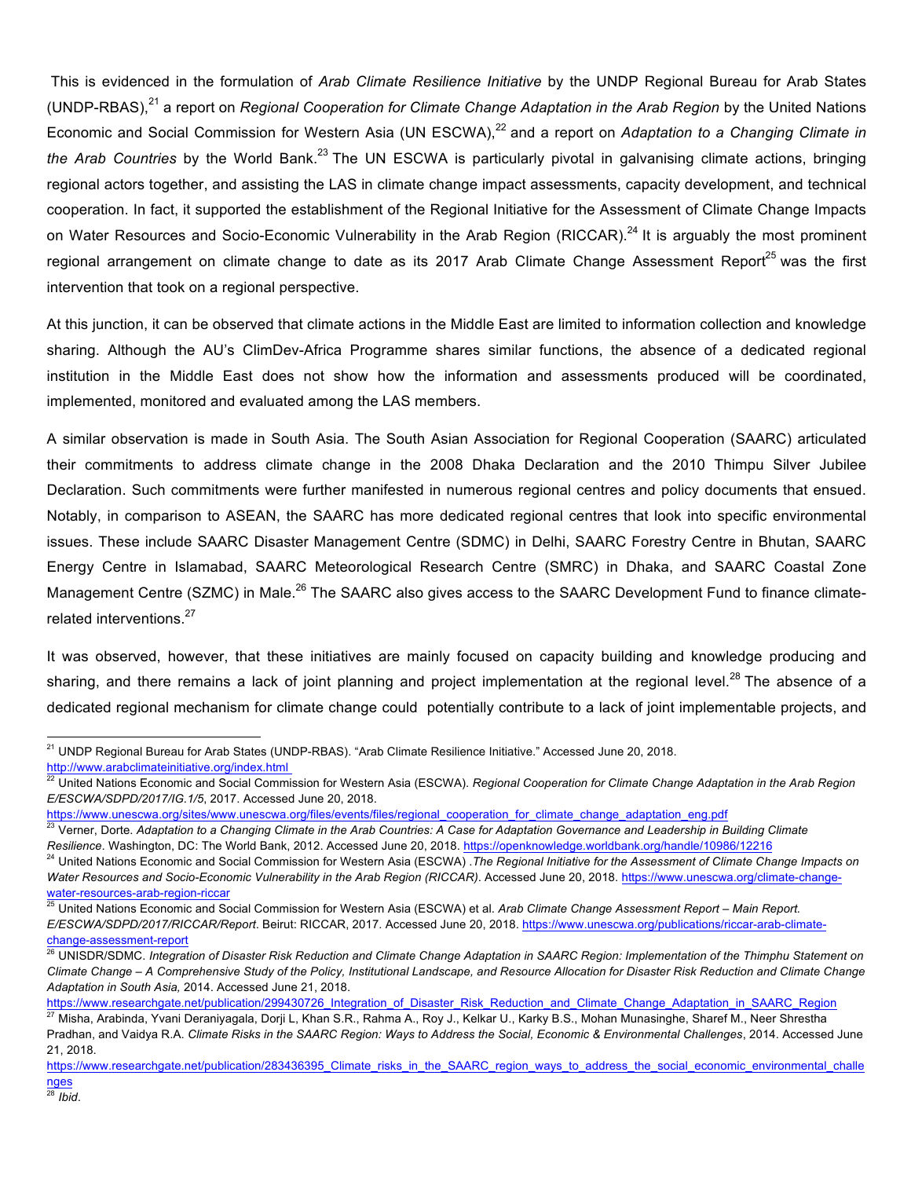This is evidenced in the formulation of *Arab Climate Resilience Initiative* by the UNDP Regional Bureau for Arab States (UNDP-RBAS),[21] a report on *Regional Cooperation for Climate Change Adaptation in the Arab Region* by the United Nations Economic and Social Commission for Western Asia (UN ESCWA),[22] and a report on *Adaptation to a Changing Climate in the Arab Countries* by the World Bank.[23] The UN ESCWA is particularly pivotal in galvanising climate actions, bringing regional actors together, and assisting the LAS in climate change impact assessments, capacity development, and technical cooperation. In fact, it supported the establishment of the Regional Initiative for the Assessment of Climate Change Impacts on Water Resources and Socio-Economic Vulnerability in the Arab Region (RICCAR).[24] It is arguably the most prominent regional arrangement on climate change to date as its 2017 Arab Climate Change Assessment Report[25] was the first intervention that took on a regional perspective.

At this junction, it can be observed that climate actions in the Middle East are limited to information collection and knowledge sharing. Although the AU's ClimDev-Africa Programme shares similar functions, the absence of a dedicated regional institution in the Middle East does not show how the information and assessments produced will be coordinated, implemented, monitored and evaluated among the LAS members.

A similar observation is made in South Asia. The South Asian Association for Regional Cooperation (SAARC) articulated their commitments to address climate change in the 2008 Dhaka Declaration and the 2010 Thimpu Silver Jubilee Declaration. Such commitments were further manifested in numerous regional centres and policy documents that ensued. Notably, in comparison to ASEAN, the SAARC has more dedicated regional centres that look into specific environmental issues. These include SAARC Disaster Management Centre (SDMC) in Delhi, SAARC Forestry Centre in Bhutan, SAARC Energy Centre in Islamabad, SAARC Meteorological Research Centre (SMRC) in Dhaka, and SAARC Coastal Zone Management Centre (SZMC) in Male.[26] The SAARC also gives access to the SAARC Development Fund to finance climate-related interventions.[27]

It was observed, however, that these initiatives are mainly focused on capacity building and knowledge producing and sharing, and there remains a lack of joint planning and project implementation at the regional level.[28] The absence of a dedicated regional mechanism for climate change could potentially contribute to a lack of joint implementable projects, and

---

[21] UNDP Regional Bureau for Arab States (UNDP-RBAS). "Arab Climate Resilience Initiative." Accessed June 20, 2018. http://www.arabclimateinitiative.org/index.html

[22] United Nations Economic and Social Commission for Western Asia (ESCWA). *Regional Cooperation for Climate Change Adaptation in the Arab Region E/ESCWA/SDPD/2017/IG.1/5*, 2017. Accessed June 20, 2018. https://www.unescwa.org/sites/www.unescwa.org/files/events/files/regional_cooperation_for_climate_change_adaptation_eng.pdf

[23] Verner, Dorte. *Adaptation to a Changing Climate in the Arab Countries: A Case for Adaptation Governance and Leadership in Building Climate Resilience*. Washington, DC: The World Bank, 2012. Accessed June 20, 2018. https://openknowledge.worldbank.org/handle/10986/12216

[24] United Nations Economic and Social Commission for Western Asia (ESCWA) .*The Regional Initiative for the Assessment of Climate Change Impacts on Water Resources and Socio-Economic Vulnerability in the Arab Region (RICCAR)*. Accessed June 20, 2018. https://www.unescwa.org/climate-change-water-resources-arab-region-riccar

[25] United Nations Economic and Social Commission for Western Asia (ESCWA) et al. *Arab Climate Change Assessment Report – Main Report. E/ESCWA/SDPD/2017/RICCAR/Report*. Beirut: RICCAR, 2017. Accessed June 20, 2018. https://www.unescwa.org/publications/riccar-arab-climate-change-assessment-report

[26] UNISDR/SDMC. *Integration of Disaster Risk Reduction and Climate Change Adaptation in SAARC Region: Implementation of the Thimphu Statement on Climate Change – A Comprehensive Study of the Policy, Institutional Landscape, and Resource Allocation for Disaster Risk Reduction and Climate Change Adaptation in South Asia,* 2014. Accessed June 21, 2018. https://www.researchgate.net/publication/299430726_Integration_of_Disaster_Risk_Reduction_and_Climate_Change_Adaptation_in_SAARC_Region

[27] Misha, Arabinda, Yvani Deraniyagala, Dorji L, Khan S.R., Rahma A., Roy J., Kelkar U., Karky B.S., Mohan Munasinghe, Sharef M., Neer Shrestha Pradhan, and Vaidya R.A. *Climate Risks in the SAARC Region: Ways to Address the Social, Economic & Environmental Challenges*, 2014. Accessed June 21, 2018. https://www.researchgate.net/publication/283436395_Climate_risks_in_the_SAARC_region_ways_to_address_the_social_economic_environmental_challenges

[28] *Ibid*.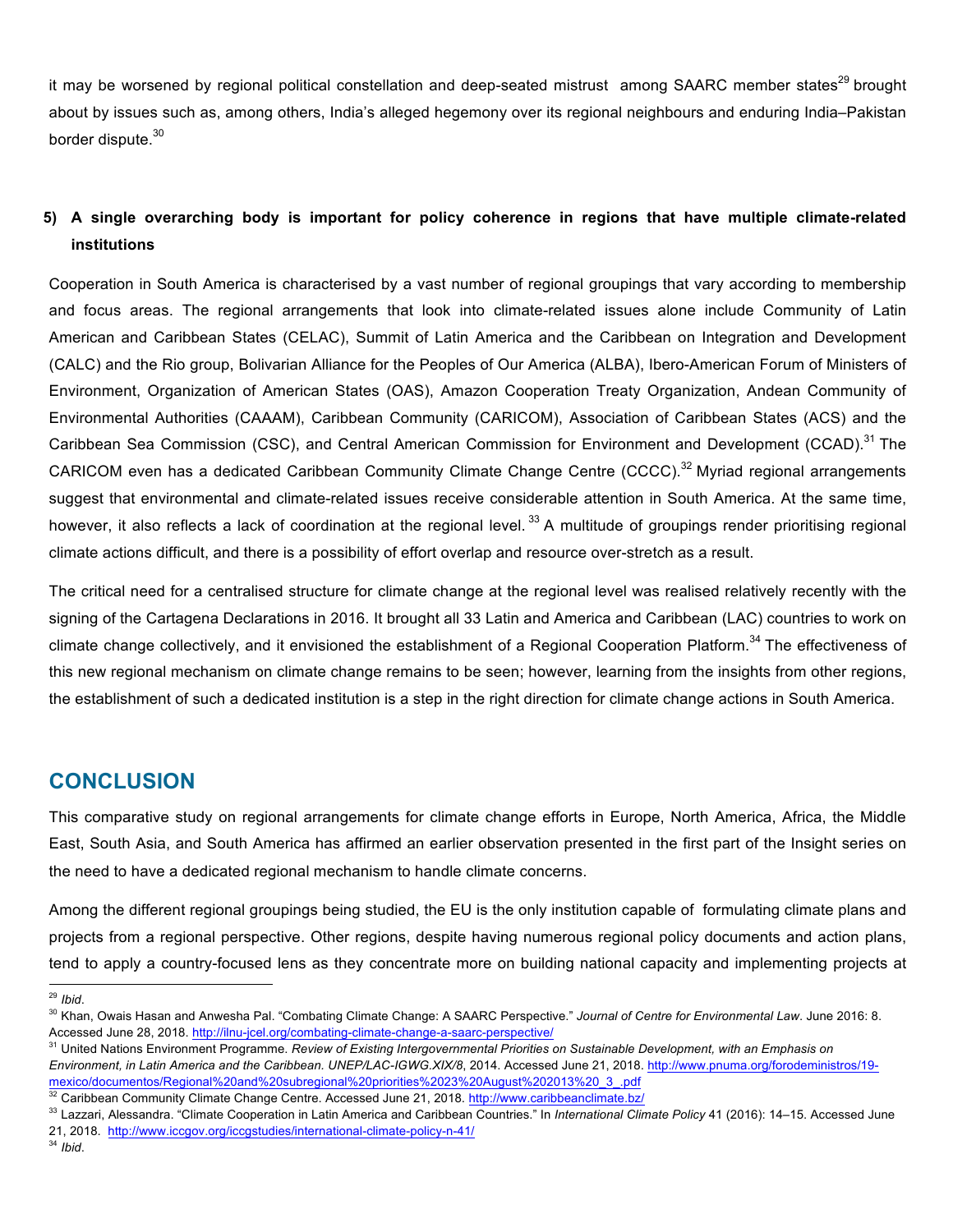it may be worsened by regional political constellation and deep-seated mistrust among SAARC member states[29] brought about by issues such as, among others, India's alleged hegemony over its regional neighbours and enduring India–Pakistan border dispute.[30]

**5) A single overarching body is important for policy coherence in regions that have multiple climate-related institutions**

Cooperation in South America is characterised by a vast number of regional groupings that vary according to membership and focus areas. The regional arrangements that look into climate-related issues alone include Community of Latin American and Caribbean States (CELAC), Summit of Latin America and the Caribbean on Integration and Development (CALC) and the Rio group, Bolivarian Alliance for the Peoples of Our America (ALBA), Ibero-American Forum of Ministers of Environment, Organization of American States (OAS), Amazon Cooperation Treaty Organization, Andean Community of Environmental Authorities (CAAAM), Caribbean Community (CARICOM), Association of Caribbean States (ACS) and the Caribbean Sea Commission (CSC), and Central American Commission for Environment and Development (CCAD).[31] The CARICOM even has a dedicated Caribbean Community Climate Change Centre (CCCC).[32] Myriad regional arrangements suggest that environmental and climate-related issues receive considerable attention in South America. At the same time, however, it also reflects a lack of coordination at the regional level.[33] A multitude of groupings render prioritising regional climate actions difficult, and there is a possibility of effort overlap and resource over-stretch as a result.

The critical need for a centralised structure for climate change at the regional level was realised relatively recently with the signing of the Cartagena Declarations in 2016. It brought all 33 Latin and America and Caribbean (LAC) countries to work on climate change collectively, and it envisioned the establishment of a Regional Cooperation Platform.[34] The effectiveness of this new regional mechanism on climate change remains to be seen; however, learning from the insights from other regions, the establishment of such a dedicated institution is a step in the right direction for climate change actions in South America.

## CONCLUSION

This comparative study on regional arrangements for climate change efforts in Europe, North America, Africa, the Middle East, South Asia, and South America has affirmed an earlier observation presented in the first part of the Insight series on the need to have a dedicated regional mechanism to handle climate concerns.

Among the different regional groupings being studied, the EU is the only institution capable of formulating climate plans and projects from a regional perspective. Other regions, despite having numerous regional policy documents and action plans, tend to apply a country-focused lens as they concentrate more on building national capacity and implementing projects at

---

[29] *Ibid*.

[30] Khan, Owais Hasan and Anwesha Pal. "Combating Climate Change: A SAARC Perspective." *Journal of Centre for Environmental Law*. June 2016: 8. Accessed June 28, 2018. http://ilnu-jcel.org/combating-climate-change-a-saarc-perspective/

[31] United Nations Environment Programme. *Review of Existing Intergovernmental Priorities on Sustainable Development, with an Emphasis on Environment, in Latin America and the Caribbean. UNEP/LAC-IGWG.XIX/8*, 2014. Accessed June 21, 2018. http://www.pnuma.org/forodeministros/19-mexico/documentos/Regional%20and%20subregional%20priorities%2023%20August%202013%20_3_.pdf

[32] Caribbean Community Climate Change Centre. Accessed June 21, 2018. http://www.caribbeanclimate.bz/

[33] Lazzari, Alessandra. "Climate Cooperation in Latin America and Caribbean Countries." In *International Climate Policy* 41 (2016): 14–15. Accessed June 21, 2018. http://www.iccgov.org/iccgstudies/international-climate-policy-n-41/

[34] *Ibid*.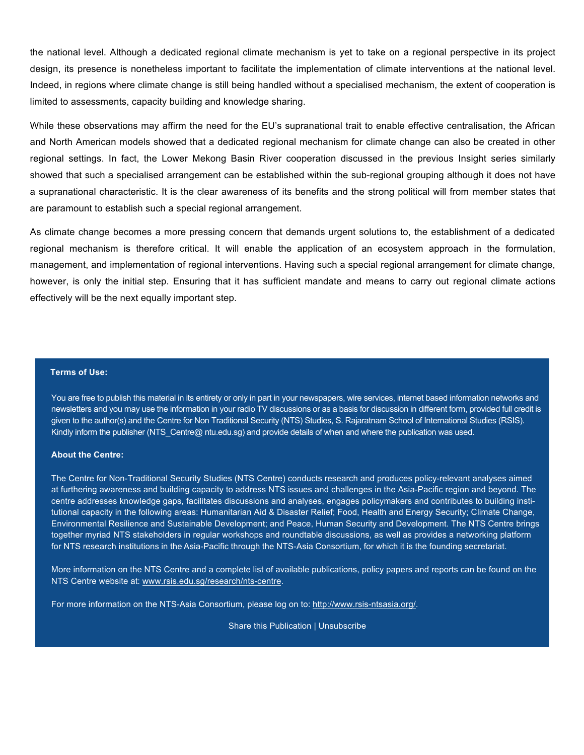the national level. Although a dedicated regional climate mechanism is yet to take on a regional perspective in its project design, its presence is nonetheless important to facilitate the implementation of climate interventions at the national level. Indeed, in regions where climate change is still being handled without a specialised mechanism, the extent of cooperation is limited to assessments, capacity building and knowledge sharing.

While these observations may affirm the need for the EU's supranational trait to enable effective centralisation, the African and North American models showed that a dedicated regional mechanism for climate change can also be created in other regional settings. In fact, the Lower Mekong Basin River cooperation discussed in the previous Insight series similarly showed that such a specialised arrangement can be established within the sub-regional grouping although it does not have a supranational characteristic. It is the clear awareness of its benefits and the strong political will from member states that are paramount to establish such a special regional arrangement.

As climate change becomes a more pressing concern that demands urgent solutions to, the establishment of a dedicated regional mechanism is therefore critical. It will enable the application of an ecosystem approach in the formulation, management, and implementation of regional interventions. Having such a special regional arrangement for climate change, however, is only the initial step. Ensuring that it has sufficient mandate and means to carry out regional climate actions effectively will be the next equally important step.

**Terms of Use:**

You are free to publish this material in its entirety or only in part in your newspapers, wire services, internet based information networks and newsletters and you may use the information in your radio TV discussions or as a basis for discussion in different form, provided full credit is given to the author(s) and the Centre for Non Traditional Security (NTS) Studies, S. Rajaratnam School of International Studies (RSIS). Kindly inform the publisher (NTS_Centre@ ntu.edu.sg) and provide details of when and where the publication was used.

**About the Centre:**

The Centre for Non-Traditional Security Studies (NTS Centre) conducts research and produces policy-relevant analyses aimed at furthering awareness and building capacity to address NTS issues and challenges in the Asia-Pacific region and beyond. The centre addresses knowledge gaps, facilitates discussions and analyses, engages policymakers and contributes to building institutional capacity in the following areas: Humanitarian Aid & Disaster Relief; Food, Health and Energy Security; Climate Change, Environmental Resilience and Sustainable Development; and Peace, Human Security and Development. The NTS Centre brings together myriad NTS stakeholders in regular workshops and roundtable discussions, as well as provides a networking platform for NTS research institutions in the Asia-Pacific through the NTS-Asia Consortium, for which it is the founding secretariat.

More information on the NTS Centre and a complete list of available publications, policy papers and reports can be found on the NTS Centre website at: www.rsis.edu.sg/research/nts-centre.

For more information on the NTS-Asia Consortium, please log on to: http://www.rsis-ntsasia.org/.

Share this Publication | Unsubscribe